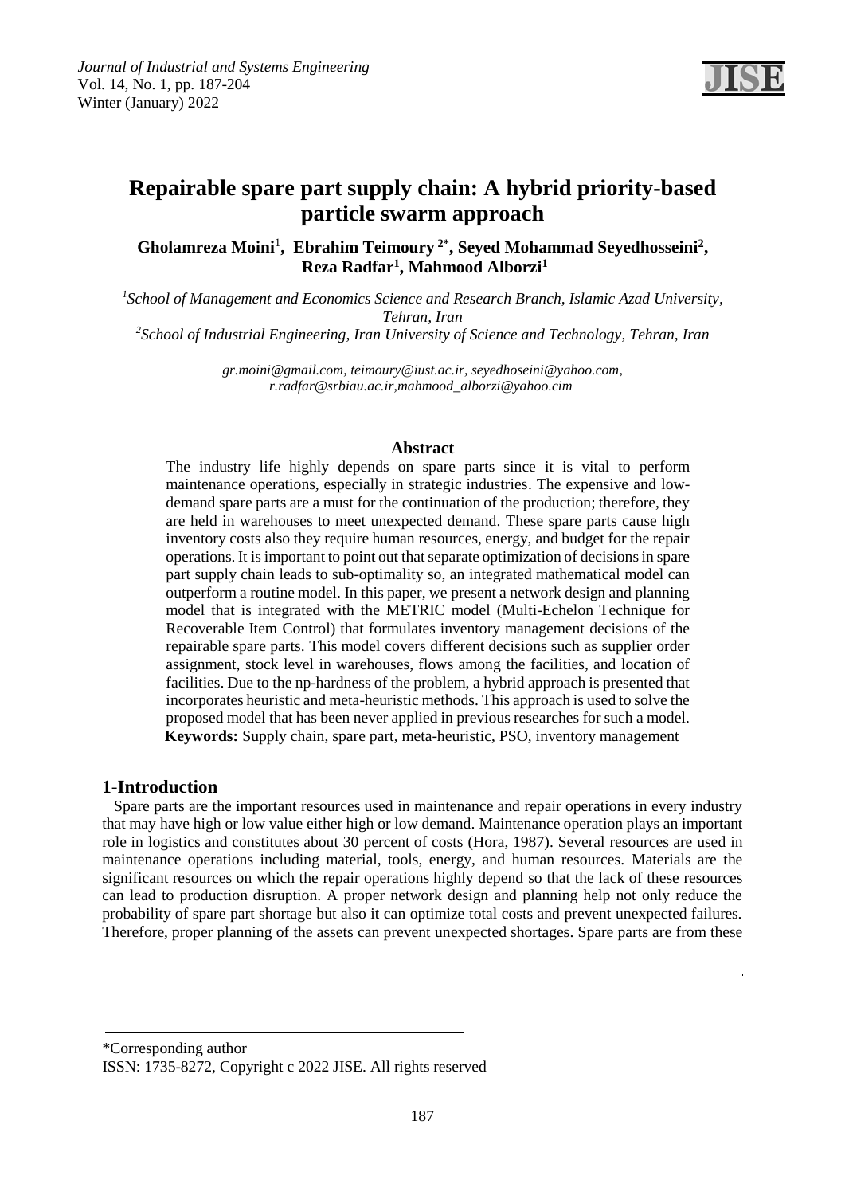# Repairable spare part supply chain: A hybrid priority-based particle swarm approach

**Gholamreza Moini[1], Ebrahim Teimoury[2*], Seyed Mohammad Seyedhosseini[2], Reza Radfar[1], Mahmood Alborzi[1]**

*[1]School of Management and Economics Science and Research Branch, Islamic Azad University, Tehran, Iran*
*[2]School of Industrial Engineering, Iran University of Science and Technology, Tehran, Iran*

*gr.moini@gmail.com, teimoury@iust.ac.ir, seyedhoseini@yahoo.com, r.radfar@srbiau.ac.ir,mahmood_alborzi@yahoo.cim*

## Abstract

The industry life highly depends on spare parts since it is vital to perform maintenance operations, especially in strategic industries. The expensive and low-demand spare parts are a must for the continuation of the production; therefore, they are held in warehouses to meet unexpected demand. These spare parts cause high inventory costs also they require human resources, energy, and budget for the repair operations. It is important to point out that separate optimization of decisions in spare part supply chain leads to sub-optimality so, an integrated mathematical model can outperform a routine model. In this paper, we present a network design and planning model that is integrated with the METRIC model (Multi-Echelon Technique for Recoverable Item Control) that formulates inventory management decisions of the repairable spare parts. This model covers different decisions such as supplier order assignment, stock level in warehouses, flows among the facilities, and location of facilities. Due to the np-hardness of the problem, a hybrid approach is presented that incorporates heuristic and meta-heuristic methods. This approach is used to solve the proposed model that has been never applied in previous researches for such a model.

**Keywords:** Supply chain, spare part, meta-heuristic, PSO, inventory management

## 1-Introduction

Spare parts are the important resources used in maintenance and repair operations in every industry that may have high or low value either high or low demand. Maintenance operation plays an important role in logistics and constitutes about 30 percent of costs (Hora, 1987). Several resources are used in maintenance operations including material, tools, energy, and human resources. Materials are the significant resources on which the repair operations highly depend so that the lack of these resources can lead to production disruption. A proper network design and planning help not only reduce the probability of spare part shortage but also it can optimize total costs and prevent unexpected failures. Therefore, proper planning of the assets can prevent unexpected shortages. Spare parts are from these

\*Corresponding author
ISSN: 1735-8272, Copyright c 2022 JISE. All rights reserved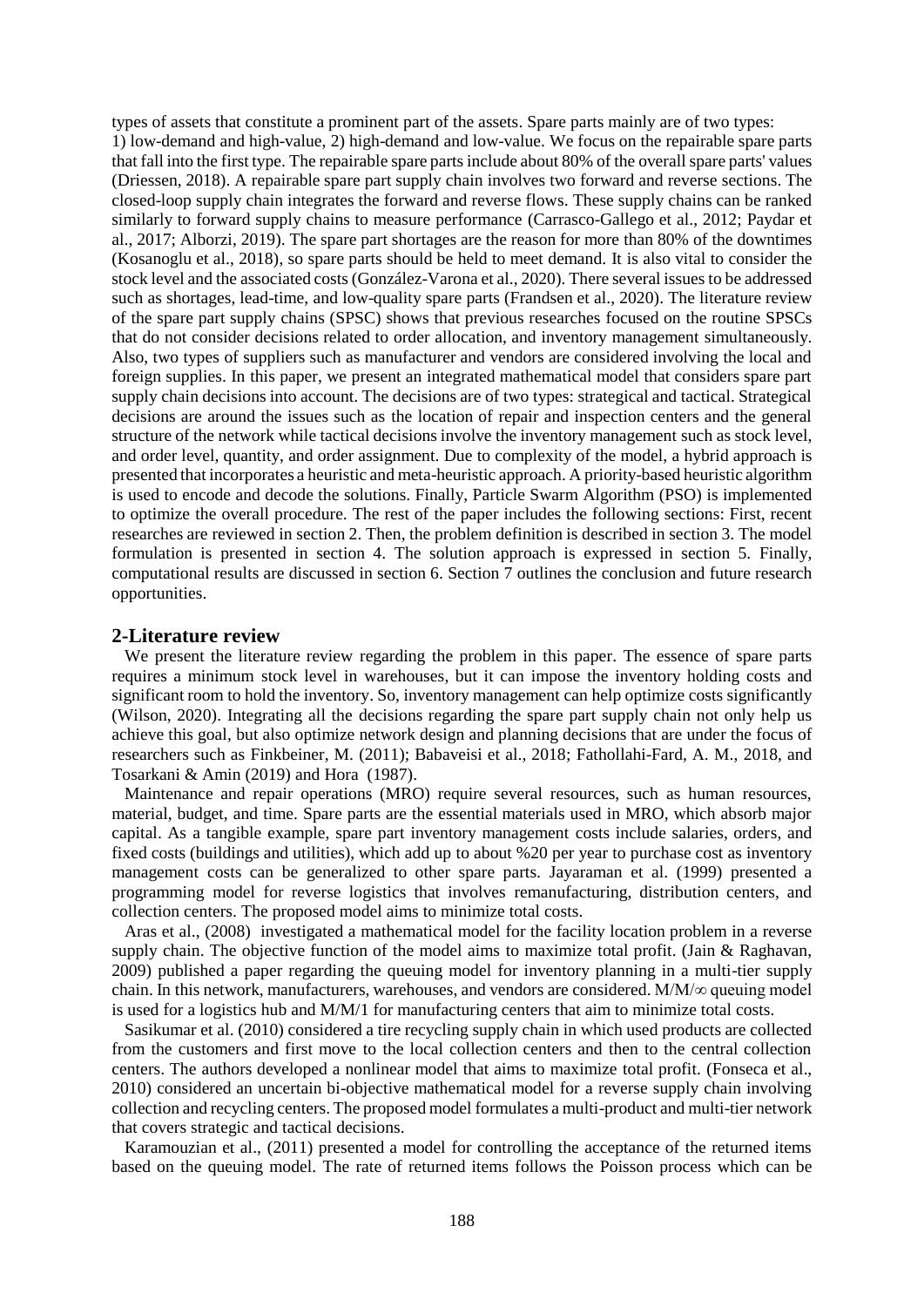types of assets that constitute a prominent part of the assets. Spare parts mainly are of two types: 1) low-demand and high-value, 2) high-demand and low-value. We focus on the repairable spare parts that fall into the first type. The repairable spare parts include about 80% of the overall spare parts' values (Driessen, 2018). A repairable spare part supply chain involves two forward and reverse sections. The closed-loop supply chain integrates the forward and reverse flows. These supply chains can be ranked similarly to forward supply chains to measure performance (Carrasco-Gallego et al., 2012; Paydar et al., 2017; Alborzi, 2019). The spare part shortages are the reason for more than 80% of the downtimes (Kosanoglu et al., 2018), so spare parts should be held to meet demand. It is also vital to consider the stock level and the associated costs (González-Varona et al., 2020). There several issues to be addressed such as shortages, lead-time, and low-quality spare parts (Frandsen et al., 2020). The literature review of the spare part supply chains (SPSC) shows that previous researches focused on the routine SPSCs that do not consider decisions related to order allocation, and inventory management simultaneously. Also, two types of suppliers such as manufacturer and vendors are considered involving the local and foreign supplies. In this paper, we present an integrated mathematical model that considers spare part supply chain decisions into account. The decisions are of two types: strategical and tactical. Strategical decisions are around the issues such as the location of repair and inspection centers and the general structure of the network while tactical decisions involve the inventory management such as stock level, and order level, quantity, and order assignment. Due to complexity of the model, a hybrid approach is presented that incorporates a heuristic and meta-heuristic approach. A priority-based heuristic algorithm is used to encode and decode the solutions. Finally, Particle Swarm Algorithm (PSO) is implemented to optimize the overall procedure. The rest of the paper includes the following sections: First, recent researches are reviewed in section 2. Then, the problem definition is described in section 3. The model formulation is presented in section 4. The solution approach is expressed in section 5. Finally, computational results are discussed in section 6. Section 7 outlines the conclusion and future research opportunities.

## 2-Literature review

We present the literature review regarding the problem in this paper. The essence of spare parts requires a minimum stock level in warehouses, but it can impose the inventory holding costs and significant room to hold the inventory. So, inventory management can help optimize costs significantly (Wilson, 2020). Integrating all the decisions regarding the spare part supply chain not only help us achieve this goal, but also optimize network design and planning decisions that are under the focus of researchers such as Finkbeiner, M. (2011); Babaveisi et al., 2018; Fathollahi-Fard, A. M., 2018, and Tosarkani & Amin (2019) and Hora (1987).

Maintenance and repair operations (MRO) require several resources, such as human resources, material, budget, and time. Spare parts are the essential materials used in MRO, which absorb major capital. As a tangible example, spare part inventory management costs include salaries, orders, and fixed costs (buildings and utilities), which add up to about %20 per year to purchase cost as inventory management costs can be generalized to other spare parts. Jayaraman et al. (1999) presented a programming model for reverse logistics that involves remanufacturing, distribution centers, and collection centers. The proposed model aims to minimize total costs.

Aras et al., (2008) investigated a mathematical model for the facility location problem in a reverse supply chain. The objective function of the model aims to maximize total profit. (Jain & Raghavan, 2009) published a paper regarding the queuing model for inventory planning in a multi-tier supply chain. In this network, manufacturers, warehouses, and vendors are considered. $M/M/\infty$ queuing model is used for a logistics hub and M/M/1 for manufacturing centers that aim to minimize total costs.

Sasikumar et al. (2010) considered a tire recycling supply chain in which used products are collected from the customers and first move to the local collection centers and then to the central collection centers. The authors developed a nonlinear model that aims to maximize total profit. (Fonseca et al., 2010) considered an uncertain bi-objective mathematical model for a reverse supply chain involving collection and recycling centers. The proposed model formulates a multi-product and multi-tier network that covers strategic and tactical decisions.

Karamouzian et al., (2011) presented a model for controlling the acceptance of the returned items based on the queuing model. The rate of returned items follows the Poisson process which can be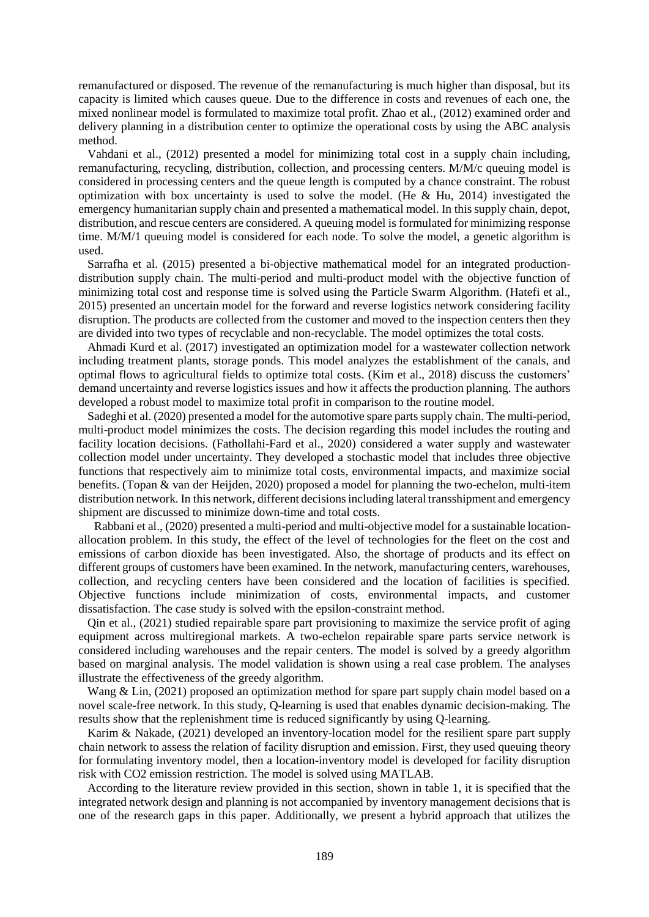remanufactured or disposed. The revenue of the remanufacturing is much higher than disposal, but its capacity is limited which causes queue. Due to the difference in costs and revenues of each one, the mixed nonlinear model is formulated to maximize total profit. Zhao et al., (2012) examined order and delivery planning in a distribution center to optimize the operational costs by using the ABC analysis method.

Vahdani et al., (2012) presented a model for minimizing total cost in a supply chain including, remanufacturing, recycling, distribution, collection, and processing centers. M/M/c queuing model is considered in processing centers and the queue length is computed by a chance constraint. The robust optimization with box uncertainty is used to solve the model. (He & Hu, 2014) investigated the emergency humanitarian supply chain and presented a mathematical model. In this supply chain, depot, distribution, and rescue centers are considered. A queuing model is formulated for minimizing response time. M/M/1 queuing model is considered for each node. To solve the model, a genetic algorithm is used.

Sarrafha et al. (2015) presented a bi-objective mathematical model for an integrated production-distribution supply chain. The multi-period and multi-product model with the objective function of minimizing total cost and response time is solved using the Particle Swarm Algorithm. (Hatefi et al., 2015) presented an uncertain model for the forward and reverse logistics network considering facility disruption. The products are collected from the customer and moved to the inspection centers then they are divided into two types of recyclable and non-recyclable. The model optimizes the total costs.

Ahmadi Kurd et al. (2017) investigated an optimization model for a wastewater collection network including treatment plants, storage ponds. This model analyzes the establishment of the canals, and optimal flows to agricultural fields to optimize total costs. (Kim et al., 2018) discuss the customers' demand uncertainty and reverse logistics issues and how it affects the production planning. The authors developed a robust model to maximize total profit in comparison to the routine model.

Sadeghi et al. (2020) presented a model for the automotive spare parts supply chain. The multi-period, multi-product model minimizes the costs. The decision regarding this model includes the routing and facility location decisions. (Fathollahi-Fard et al., 2020) considered a water supply and wastewater collection model under uncertainty. They developed a stochastic model that includes three objective functions that respectively aim to minimize total costs, environmental impacts, and maximize social benefits. (Topan & van der Heijden, 2020) proposed a model for planning the two-echelon, multi-item distribution network. In this network, different decisions including lateral transshipment and emergency shipment are discussed to minimize down-time and total costs.

Rabbani et al., (2020) presented a multi-period and multi-objective model for a sustainable location-allocation problem. In this study, the effect of the level of technologies for the fleet on the cost and emissions of carbon dioxide has been investigated. Also, the shortage of products and its effect on different groups of customers have been examined. In the network, manufacturing centers, warehouses, collection, and recycling centers have been considered and the location of facilities is specified. Objective functions include minimization of costs, environmental impacts, and customer dissatisfaction. The case study is solved with the epsilon-constraint method.

Qin et al., (2021) studied repairable spare part provisioning to maximize the service profit of aging equipment across multiregional markets. A two-echelon repairable spare parts service network is considered including warehouses and the repair centers. The model is solved by a greedy algorithm based on marginal analysis. The model validation is shown using a real case problem. The analyses illustrate the effectiveness of the greedy algorithm.

Wang & Lin, (2021) proposed an optimization method for spare part supply chain model based on a novel scale-free network. In this study, Q-learning is used that enables dynamic decision-making. The results show that the replenishment time is reduced significantly by using Q-learning.

Karim & Nakade, (2021) developed an inventory-location model for the resilient spare part supply chain network to assess the relation of facility disruption and emission. First, they used queuing theory for formulating inventory model, then a location-inventory model is developed for facility disruption risk with $CO_2$ emission restriction. The model is solved using MATLAB.

According to the literature review provided in this section, shown in table 1, it is specified that the integrated network design and planning is not accompanied by inventory management decisions that is one of the research gaps in this paper. Additionally, we present a hybrid approach that utilizes the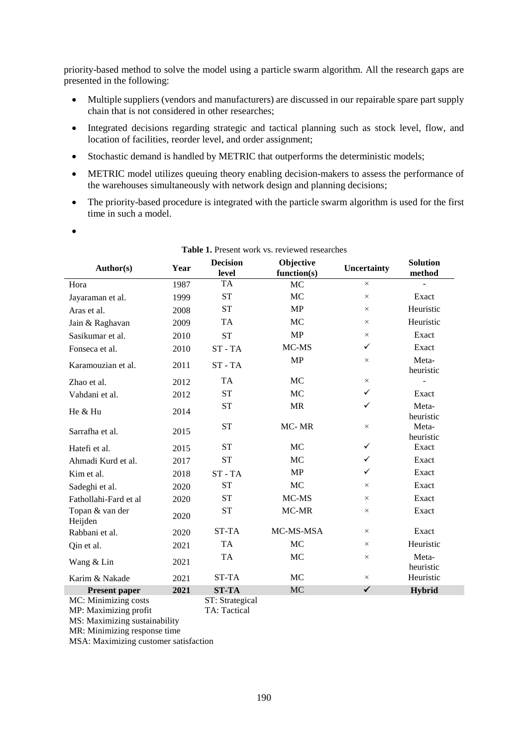priority-based method to solve the model using a particle swarm algorithm. All the research gaps are presented in the following:

- Multiple suppliers (vendors and manufacturers) are discussed in our repairable spare part supply chain that is not considered in other researches;
- Integrated decisions regarding strategic and tactical planning such as stock level, flow, and location of facilities, reorder level, and order assignment;
- Stochastic demand is handled by METRIC that outperforms the deterministic models;
- METRIC model utilizes queuing theory enabling decision-makers to assess the performance of the warehouses simultaneously with network design and planning decisions;
- The priority-based procedure is integrated with the particle swarm algorithm is used for the first time in such a model.
- 

**Table 1.** Present work vs. reviewed researches

| Author(s) | Year | Decision level | Objective function(s) | Uncertainty | Solution method |
|---|---|---|---|---|---|
| Hora | 1987 | TA | MC | × | - |
| Jayaraman et al. | 1999 | ST | MC | × | Exact |
| Aras et al. | 2008 | ST | MP | × | Heuristic |
| Jain & Raghavan | 2009 | TA | MC | × | Heuristic |
| Sasikumar et al. | 2010 | ST | MP | × | Exact |
| Fonseca et al. | 2010 | ST - TA | MC-MS | ✓ | Exact |
| Karamouzian et al. | 2011 | ST - TA | MP | × | Meta-heuristic |
| Zhao et al. | 2012 | TA | MC | × | - |
| Vahdani et al. | 2012 | ST | MC | ✓ | Exact |
| He & Hu | 2014 | ST | MR | ✓ | Meta-heuristic |
| Sarrafha et al. | 2015 | ST | MC- MR | × | Meta-heuristic |
| Hatefi et al. | 2015 | ST | MC | ✓ | Exact |
| Ahmadi Kurd et al. | 2017 | ST | MC | ✓ | Exact |
| Kim et al. | 2018 | ST - TA | MP | ✓ | Exact |
| Sadeghi et al. | 2020 | ST | MC | × | Exact |
| Fathollahi-Fard et al | 2020 | ST | MC-MS | × | Exact |
| Topan & van der Heijden | 2020 | ST | MC-MR | × | Exact |
| Rabbani et al. | 2020 | ST-TA | MC-MS-MSA | × | Exact |
| Qin et al. | 2021 | TA | MC | × | Heuristic |
| Wang & Lin | 2021 | TA | MC | × | Meta-heuristic |
| Karim & Nakade | 2021 | ST-TA | MC | × | Heuristic |
| **Present paper** | **2021** | **ST-TA** | MC | ✓ | **Hybrid** |

MC: Minimizing costs ST: Strategical
MP: Maximizing profit TA: Tactical
MS: Maximizing sustainability
MR: Minimizing response time
MSA: Maximizing customer satisfaction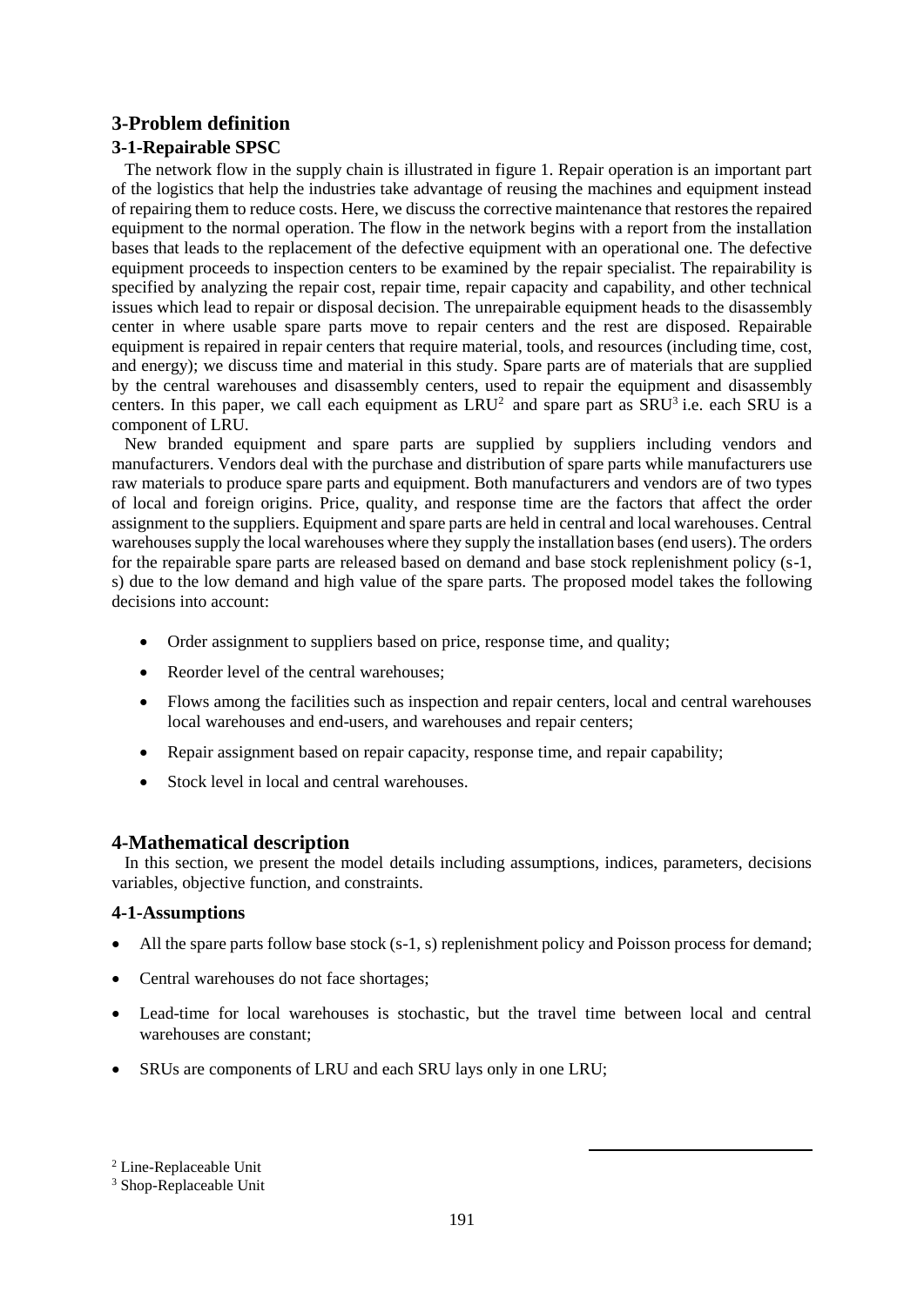## 3-Problem definition

### 3-1-Repairable SPSC

The network flow in the supply chain is illustrated in figure 1. Repair operation is an important part of the logistics that help the industries take advantage of reusing the machines and equipment instead of repairing them to reduce costs. Here, we discuss the corrective maintenance that restores the repaired equipment to the normal operation. The flow in the network begins with a report from the installation bases that leads to the replacement of the defective equipment with an operational one. The defective equipment proceeds to inspection centers to be examined by the repair specialist. The repairability is specified by analyzing the repair cost, repair time, repair capacity and capability, and other technical issues which lead to repair or disposal decision. The unrepairable equipment heads to the disassembly center in where usable spare parts move to repair centers and the rest are disposed. Repairable equipment is repaired in repair centers that require material, tools, and resources (including time, cost, and energy); we discuss time and material in this study. Spare parts are of materials that are supplied by the central warehouses and disassembly centers, used to repair the equipment and disassembly centers. In this paper, we call each equipment as LRU[2] and spare part as SRU[3] i.e. each SRU is a component of LRU.

New branded equipment and spare parts are supplied by suppliers including vendors and manufacturers. Vendors deal with the purchase and distribution of spare parts while manufacturers use raw materials to produce spare parts and equipment. Both manufacturers and vendors are of two types of local and foreign origins. Price, quality, and response time are the factors that affect the order assignment to the suppliers. Equipment and spare parts are held in central and local warehouses. Central warehouses supply the local warehouses where they supply the installation bases (end users). The orders for the repairable spare parts are released based on demand and base stock replenishment policy (s-1, s) due to the low demand and high value of the spare parts. The proposed model takes the following decisions into account:

- Order assignment to suppliers based on price, response time, and quality;
- Reorder level of the central warehouses;
- Flows among the facilities such as inspection and repair centers, local and central warehouses local warehouses and end-users, and warehouses and repair centers;
- Repair assignment based on repair capacity, response time, and repair capability;
- Stock level in local and central warehouses.

## 4-Mathematical description

In this section, we present the model details including assumptions, indices, parameters, decisions variables, objective function, and constraints.

### 4-1-Assumptions

- All the spare parts follow base stock (s-1, s) replenishment policy and Poisson process for demand;
- Central warehouses do not face shortages;
- Lead-time for local warehouses is stochastic, but the travel time between local and central warehouses are constant;
- SRUs are components of LRU and each SRU lays only in one LRU;

[2] Line-Replaceable Unit

[3] Shop-Replaceable Unit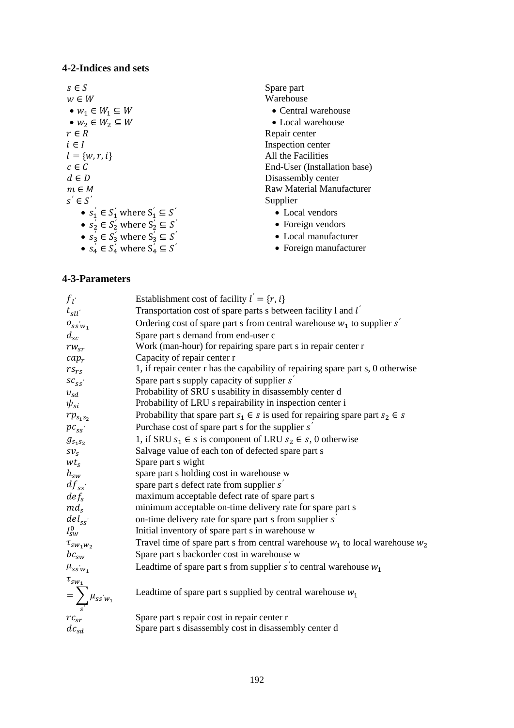### 4-2-Indices and sets

| | |
|---|---|
| $s \in S$ | Spare part |
| $w \in W$ | Warehouse |
| • $w_1 \in W_1 \subseteq W$ | • Central warehouse |
| • $w_2 \in W_2 \subseteq W$ | • Local warehouse |
| $r \in R$ | Repair center |
| $i \in I$ | Inspection center |
| $l = \{w, r, i\}$ | All the Facilities |
| $c \in C$ | End-User (Installation base) |
| $d \in D$ | Disassembly center |
| $m \in M$ | Raw Material Manufacturer |
| $s' \in S'$ | Supplier |
| • $s_1' \in S_1'$ where $S_1' \subseteq S'$ | • Local vendors |
| • $s_2' \in S_2'$ where $S_2' \subseteq S'$ | • Foreign vendors |
| • $s_3' \in S_3'$ where $S_3' \subseteq S'$ | • Local manufacturer |
| • $s_4' \in S_4'$ where $S_4' \subseteq S'$ | • Foreign manufacturer |

### 4-3-Parameters

| | |
|---|---|
| $f_{l'}$ | Establishment cost of facility $l' = \{r, i\}$ |
| $t_{sll'}$ | Transportation cost of spare parts s between facility l and $l'$ |
| $o_{ss'w_1}$ | Ordering cost of spare part s from central warehouse $w_1$ to supplier $s'$ |
| $d_{sc}$ | Spare part s demand from end-user c |
| $rw_{sr}$ | Work (man-hour) for repairing spare part s in repair center r |
| $cap_r$ | Capacity of repair center r |
| $rs_{rs}$ | 1, if repair center r has the capability of repairing spare part s, 0 otherwise |
| $sc_{ss'}$ | Spare part s supply capacity of supplier $s'$ |
| $\upsilon_{sd}$ | Probability of SRU s usability in disassembly center d |
| $\psi_{si}$ | Probability of LRU s repairability in inspection center i |
| $rp_{s_1s_2}$ | Probability that spare part $s_1 \in s$ is used for repairing spare part $s_2 \in s$ |
| $pc_{ss'}$ | Purchase cost of spare part s for the supplier $s'$ |
| $g_{s_1s_2}$ | 1, if SRU $s_1 \in s$ is component of LRU $s_2 \in s$, 0 otherwise |
| $sv_s$ | Salvage value of each ton of defected spare part s |
| $wt_s$ | Spare part s wight |
| $h_{sw}$ | spare part s holding cost in warehouse w |
| $df_{ss'}$ | spare part s defect rate from supplier $s'$ |
| $def_s$ | maximum acceptable defect rate of spare part s |
| $md_s$ | minimum acceptable on-time delivery rate for spare part s |
| $del_{ss'}$ | on-time delivery rate for spare part s from supplier $s'$ |
| $I_{sw}^0$ | Initial inventory of spare part s in warehouse w |
| $\tau_{sw_1w_2}$ | Travel time of spare part s from central warehouse $w_1$ to local warehouse $w_2$ |
| $bc_{sw}$ | Spare part s backorder cost in warehouse w |
| $\mu_{ss'w_1}$ | Leadtime of spare part s from supplier $s'$ to central warehouse $w_1$ |
| $\tau_{sw_1} = \sum_{s'} \mu_{ss'w_1}$ | Leadtime of spare part s supplied by central warehouse $w_1$ |
| $rc_{sr}$ | Spare part s repair cost in repair center r |
| $dc_{sd}$ | Spare part s disassembly cost in disassembly center d |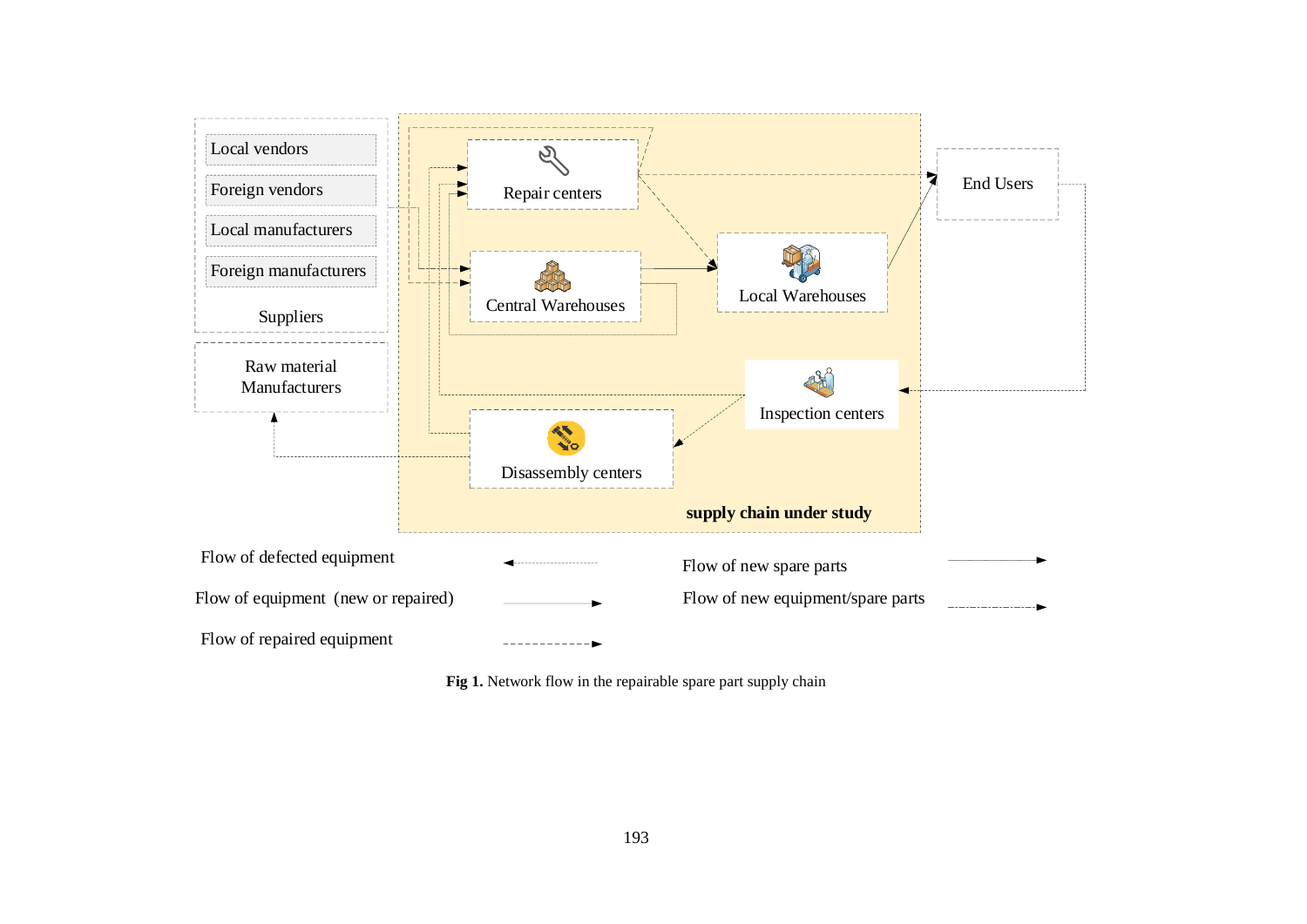**Fig 1.** Network flow in the repairable spare part supply chain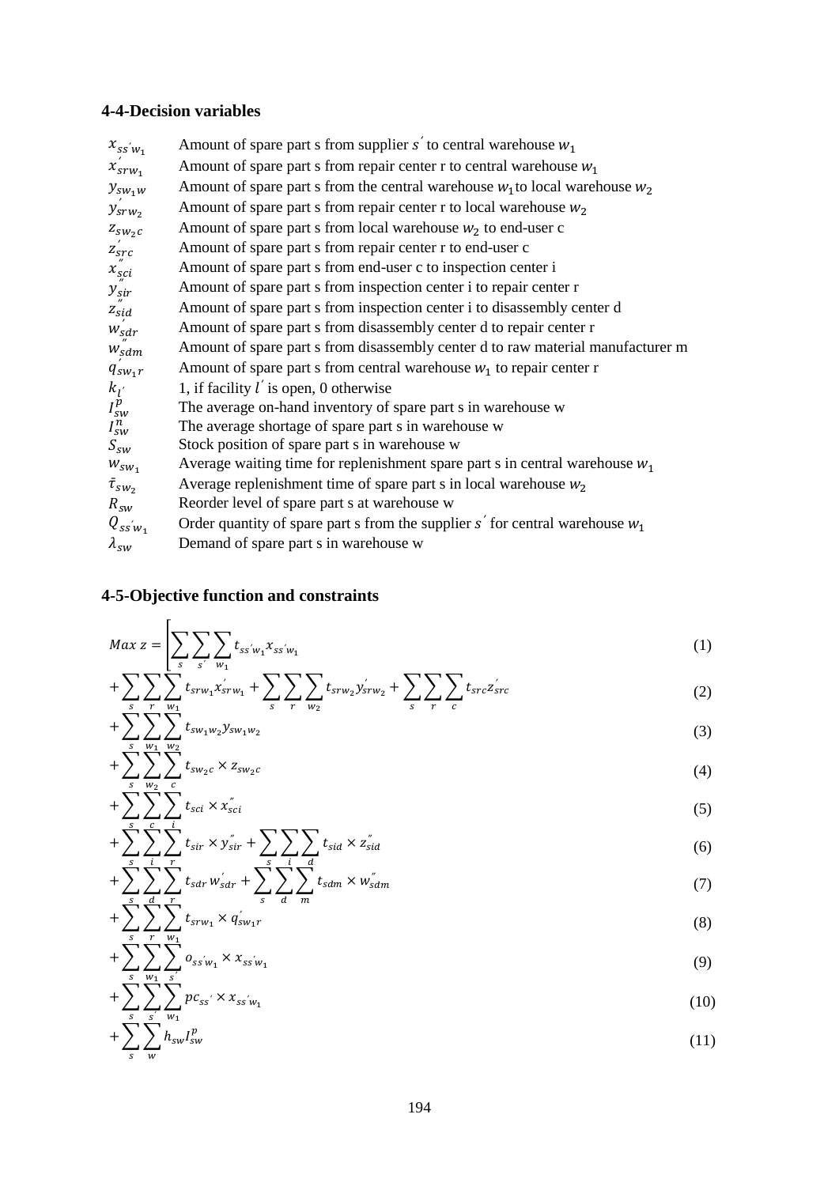### 4-4-Decision variables

| | |
|---|---|
| $x_{ss'w_1}$ | Amount of spare part s from supplier $s'$ to central warehouse $w_1$ |
| $x'_{srw_1}$ | Amount of spare part s from repair center r to central warehouse $w_1$ |
| $y_{sw_1w}$ | Amount of spare part s from the central warehouse $w_1$ to local warehouse $w_2$ |
| $y'_{srw_2}$ | Amount of spare part s from repair center r to local warehouse $w_2$ |
| $z_{sw_2c}$ | Amount of spare part s from local warehouse $w_2$ to end-user c |
| $z'_{src}$ | Amount of spare part s from repair center r to end-user c |
| $x''_{sci}$ | Amount of spare part s from end-user c to inspection center i |
| $y''_{sir}$ | Amount of spare part s from inspection center i to repair center r |
| $z''_{sid}$ | Amount of spare part s from inspection center i to disassembly center d |
| $w'_{sdr}$ | Amount of spare part s from disassembly center d to repair center r |
| $w''_{sdm}$ | Amount of spare part s from disassembly center d to raw material manufacturer m |
| $q'_{sw_1r}$ | Amount of spare part s from central warehouse $w_1$ to repair center r |
| $k_{l'}$ | 1, if facility $l'$ is open, 0 otherwise |
| $I^p_{sw}$ | The average on-hand inventory of spare part s in warehouse w |
| $I^n_{sw}$ | The average shortage of spare part s in warehouse w |
| $S_{sw}$ | Stock position of spare part s in warehouse w |
| $w_{sw_1}$ | Average waiting time for replenishment spare part s in central warehouse $w_1$ |
| $\bar{\tau}_{sw_2}$ | Average replenishment time of spare part s in local warehouse $w_2$ |
| $R_{sw}$ | Reorder level of spare part s at warehouse w |
| $Q_{ss'w_1}$ | Order quantity of spare part s from the supplier $s'$ for central warehouse $w_1$ |
| $\lambda_{sw}$ | Demand of spare part s in warehouse w |

### 4-5-Objective function and constraints

$$Max\ z = \Bigg[\sum_s \sum_{s'} \sum_{w_1} t_{ss'w_1} x_{ss'w_1} \tag{1}$$

$$+ \sum_s \sum_r \sum_{w_1} t_{srw_1} x'_{srw_1} + \sum_s \sum_r \sum_{w_2} t_{srw_2} y'_{srw_2} + \sum_s \sum_r \sum_c t_{src} z'_{src} \tag{2}$$

$$+ \sum_s \sum_{w_1} \sum_{w_2} t_{sw_1w_2} y_{sw_1w_2} \tag{3}$$

$$+ \sum_s \sum_{w_2} \sum_c t_{sw_2c} \times z_{sw_2c} \tag{4}$$

$$+ \sum_s \sum_c \sum_i t_{sci} \times x''_{sci} \tag{5}$$

$$+ \sum_s \sum_i \sum_r t_{sir} \times y''_{sir} + \sum_s \sum_i \sum_d t_{sid} \times z''_{sid} \tag{6}$$

$$+ \sum_s \sum_d \sum_r t_{sdr} w'_{sdr} + \sum_s \sum_d \sum_m t_{sdm} \times w''_{sdm} \tag{7}$$

$$+ \sum_s \sum_r \sum_{w_1} t_{srw_1} \times q'_{sw_1r} \tag{8}$$

$$+ \sum_s \sum_{w_1} \sum_{s'} o_{ss'w_1} \times x_{ss'w_1} \tag{9}$$

$$+ \sum_s \sum_{s'} \sum_{w_1} pc_{ss'} \times x_{ss'w_1} \tag{10}$$

$$+ \sum_s \sum_w h_{sw} I^p_{sw} \tag{11}$$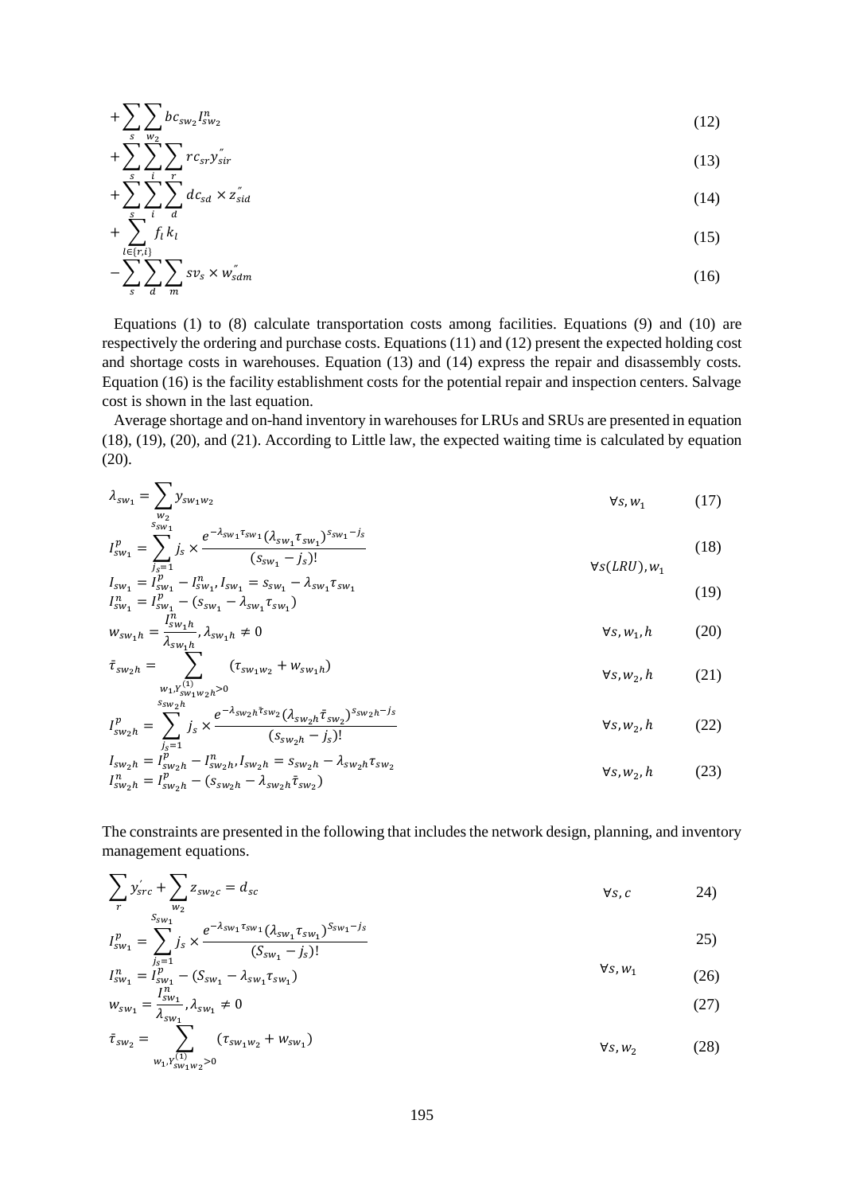$$+\sum_{s}\sum_{w_2} bc_{sw_2} I^n_{sw_2} \tag{12}$$

$$+\sum_{s}\sum_{i}\sum_{r} rc_{sr} y''_{sir} \tag{13}$$

$$+\sum_{s}\sum_{i}\sum_{d} dc_{sd} \times z''_{sid} \tag{14}$$

$$+\sum_{l\in\{r,i\}} f_l k_l \tag{15}$$

$$-\sum_{s}\sum_{d}\sum_{m} sv_s \times w''_{sdm} \tag{16}$$

Equations (1) to (8) calculate transportation costs among facilities. Equations (9) and (10) are respectively the ordering and purchase costs. Equations (11) and (12) present the expected holding cost and shortage costs in warehouses. Equation (13) and (14) express the repair and disassembly costs. Equation (16) is the facility establishment costs for the potential repair and inspection centers. Salvage cost is shown in the last equation.

Average shortage and on-hand inventory in warehouses for LRUs and SRUs are presented in equation (18), (19), (20), and (21). According to Little law, the expected waiting time is calculated by equation (20).

$$\lambda_{sw_1} = \sum_{w_2} y_{sw_1w_2} \qquad \forall s, w_1 \tag{17}$$

$$I^p_{sw_1} = \sum_{j_s=1}^{s_{sw_1}} j_s \times \frac{e^{-\lambda_{sw_1}\tau_{sw_1}}(\lambda_{sw_1}\tau_{sw_1})^{s_{sw_1}-j_s}}{(s_{sw_1}-j_s)!} \tag{18}$$

$$I_{sw_1} = I^p_{sw_1} - I^n_{sw_1}, I_{sw_1} = s_{sw_1} - \lambda_{sw_1}\tau_{sw_1}$$
$$I^n_{sw_1} = I^p_{sw_1} - (s_{sw_1} - \lambda_{sw_1}\tau_{sw_1}) \qquad \forall s(LRU), w_1 \tag{19}$$

$$w_{sw_1h} = \frac{I^n_{sw_1h}}{\lambda_{sw_1h}}, \lambda_{sw_1h} \neq 0 \qquad \forall s, w_1, h \tag{20}$$

$$\bar{\tau}_{sw_2h} = \sum_{w_1, Y^{(1)}_{sw_1w_2h}>0} (\tau_{sw_1w_2} + w_{sw_1h}) \qquad \forall s, w_2, h \tag{21}$$

$$I^p_{sw_2h} = \sum_{j_s=1}^{s_{sw_2h}} j_s \times \frac{e^{-\lambda_{sw_2h}\bar{\tau}_{sw_2}}(\lambda_{sw_2h}\bar{\tau}_{sw_2})^{s_{sw_2h}-j_s}}{(s_{sw_2h}-j_s)!} \qquad \forall s, w_2, h \tag{22}$$

$$I_{sw_2h} = I^p_{sw_2h} - I^n_{sw_2h}, I_{sw_2h} = s_{sw_2h} - \lambda_{sw_2h}\tau_{sw_2}$$
$$I^n_{sw_2h} = I^p_{sw_2h} - (s_{sw_2h} - \lambda_{sw_2h}\bar{\tau}_{sw_2}) \qquad \forall s, w_2, h \tag{23}$$

The constraints are presented in the following that includes the network design, planning, and inventory management equations.

$$\sum_{r} y'_{src} + \sum_{w_2} z_{sw_2c} = d_{sc} \qquad \forall s, c \tag{24}$$

$$I^p_{sw_1} = \sum_{j_s=1}^{S_{sw_1}} j_s \times \frac{e^{-\lambda_{sw_1}\tau_{sw_1}}(\lambda_{sw_1}\tau_{sw_1})^{S_{sw_1}-j_s}}{(S_{sw_1}-j_s)!} \tag{25}$$

$$I^n_{sw_1} = I^p_{sw_1} - (S_{sw_1} - \lambda_{sw_1}\tau_{sw_1}) \qquad \forall s, w_1 \tag{26}$$

$$w_{sw_1} = \frac{I^n_{sw_1}}{\lambda_{sw_1}}, \lambda_{sw_1} \neq 0 \tag{27}$$

$$\bar{\tau}_{sw_2} = \sum_{w_1, Y^{(1)}_{sw_1w_2}>0} (\tau_{sw_1w_2} + w_{sw_1}) \qquad \forall s, w_2 \tag{28}$$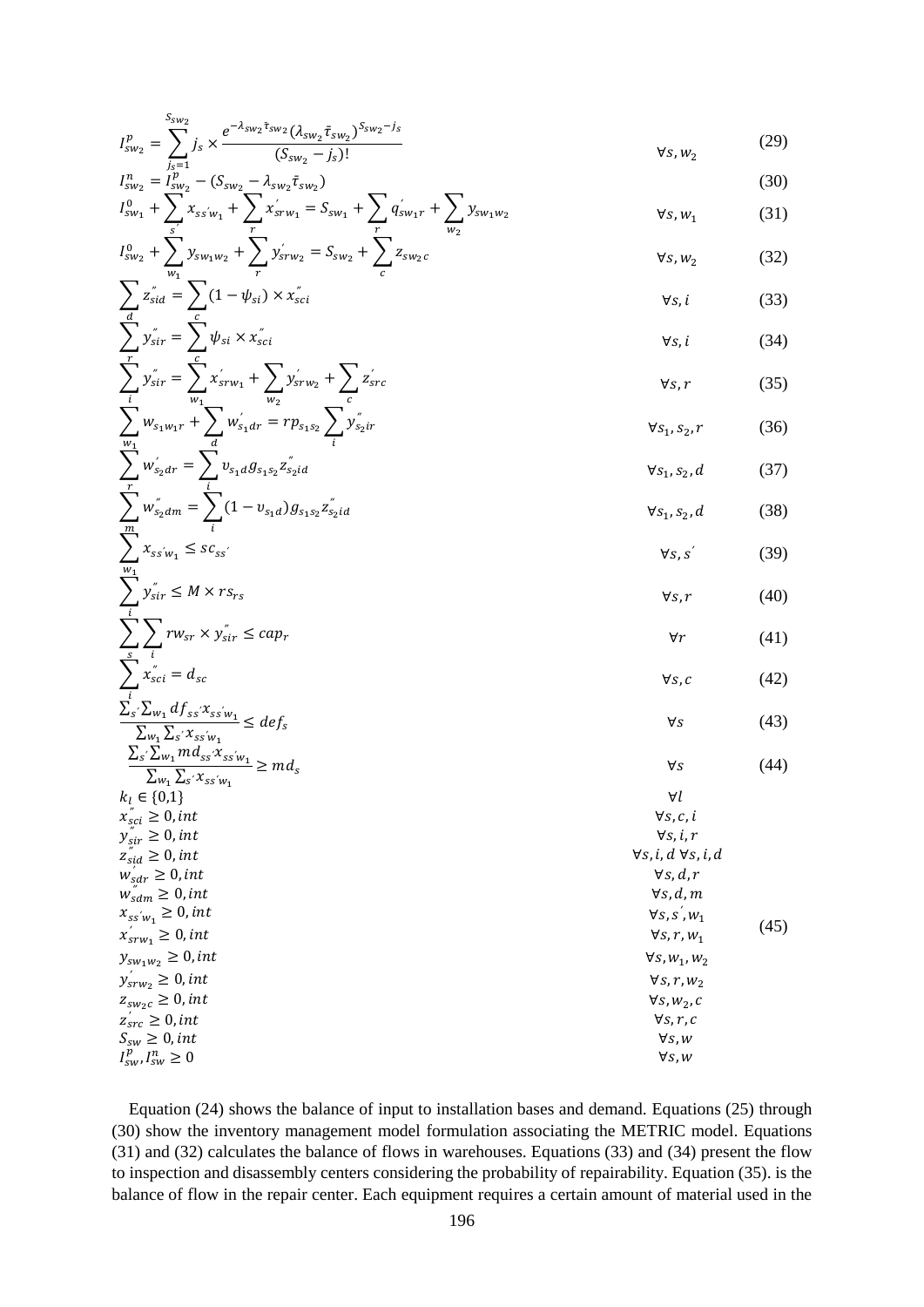$$I_{sw_2}^{p} = \sum_{j_s=1}^{S_{sw_2}} j_s \times \frac{e^{-\lambda_{sw_2}\bar{\tau}_{sw_2}}(\lambda_{sw_2}\bar{\tau}_{sw_2})^{S_{sw_2}-j_s}}{(S_{sw_2}-j_s)!} \qquad \forall s, w_2 \tag{29}$$

$$I_{sw_2}^{n} = I_{sw_2}^{p} - (S_{sw_2} - \lambda_{sw_2}\bar{\tau}_{sw_2}) \tag{30}$$

$$I_{sw_1}^{0} + \sum_{s'} x_{ss'w_1} + \sum_{r} x'_{srw_1} = S_{sw_1} + \sum_{r} q'_{sw_1 r} + \sum_{w_2} y_{sw_1 w_2} \qquad \forall s, w_1 \tag{31}$$

$$I_{sw_2}^{0} + \sum_{w_1} y_{sw_1 w_2} + \sum_{r} y'_{srw_2} = S_{sw_2} + \sum_{c} z_{sw_2 c} \qquad \forall s, w_2 \tag{32}$$

$$\sum_{d} z''_{sid} = \sum_{c} (1-\psi_{si}) \times x''_{sci} \qquad \forall s, i \tag{33}$$

$$\sum_{r} y''_{sir} = \sum_{c} \psi_{si} \times x''_{sci} \qquad \forall s, i \tag{34}$$

$$\sum_{i} y''_{sir} = \sum_{w_1} x'_{srw_1} + \sum_{w_2} y'_{srw_2} + \sum_{c} z'_{src} \qquad \forall s, r \tag{35}$$

$$\sum_{w_1} w_{s_1 w_1 r} + \sum_{d} w'_{s_1 dr} = rp_{s_1 s_2} \sum_{i} y''_{s_2 ir} \qquad \forall s_1, s_2, r \tag{36}$$

$$\sum_{r} w'_{s_2 dr} = \sum_{i} \upsilon_{s_1 d} g_{s_1 s_2} z''_{s_2 id} \qquad \forall s_1, s_2, d \tag{37}$$

$$\sum_{m} w''_{s_2 dm} = \sum_{i} (1-\upsilon_{s_1 d}) g_{s_1 s_2} z''_{s_2 id} \qquad \forall s_1, s_2, d \tag{38}$$

$$\sum_{w_1} x_{ss'w_1} \le sc_{ss'} \qquad \forall s, s' \tag{39}$$

$$\sum_{i} y''_{sir} \le M \times rs_{rs} \qquad \forall s, r \tag{40}$$

$$\sum_{s} \sum_{i} rw_{sr} \times y''_{sir} \le cap_r \qquad \forall r \tag{41}$$

$$\sum_{i} x''_{sci} = d_{sc} \qquad \forall s, c \tag{42}$$

$$\frac{\sum_{s'} \sum_{w_1} df_{ss'} x_{ss'w_1}}{\sum_{w_1} \sum_{s'} x_{ss'w_1}} \le def_s \qquad \forall s \tag{43}$$

$$\frac{\sum_{s'} \sum_{w_1} md_{ss'} x_{ss'w_1}}{\sum_{w_1} \sum_{s'} x_{ss'w_1}} \ge md_s \qquad \forall s \tag{44}$$

$$
\begin{aligned}
& k_l \in \{0,1\} && \forall l \\
& x''_{sci} \ge 0, int && \forall s, c, i \\
& y''_{sir} \ge 0, int && \forall s, i, r \\
& z''_{sid} \ge 0, int && \forall s, i, d \;\; \forall s, i, d \\
& w'_{sdr} \ge 0, int && \forall s, d, r \\
& w''_{sdm} \ge 0, int && \forall s, d, m \\
& x_{ss'w_1} \ge 0, int && \forall s, s', w_1 \\
& x'_{srw_1} \ge 0, int && \forall s, r, w_1 \\
& y_{sw_1 w_2} \ge 0, int && \forall s, w_1, w_2 \\
& y'_{srw_2} \ge 0, int && \forall s, r, w_2 \\
& z_{sw_2 c} \ge 0, int && \forall s, w_2, c \\
& z'_{src} \ge 0, int && \forall s, r, c \\
& S_{sw} \ge 0, int && \forall s, w \\
& I_{sw}^{p}, I_{sw}^{n} \ge 0 && \forall s, w
\end{aligned} \tag{45}
$$

Equation (24) shows the balance of input to installation bases and demand. Equations (25) through (30) show the inventory management model formulation associating the METRIC model. Equations (31) and (32) calculates the balance of flows in warehouses. Equations (33) and (34) present the flow to inspection and disassembly centers considering the probability of repairability. Equation (35). is the balance of flow in the repair center. Each equipment requires a certain amount of material used in the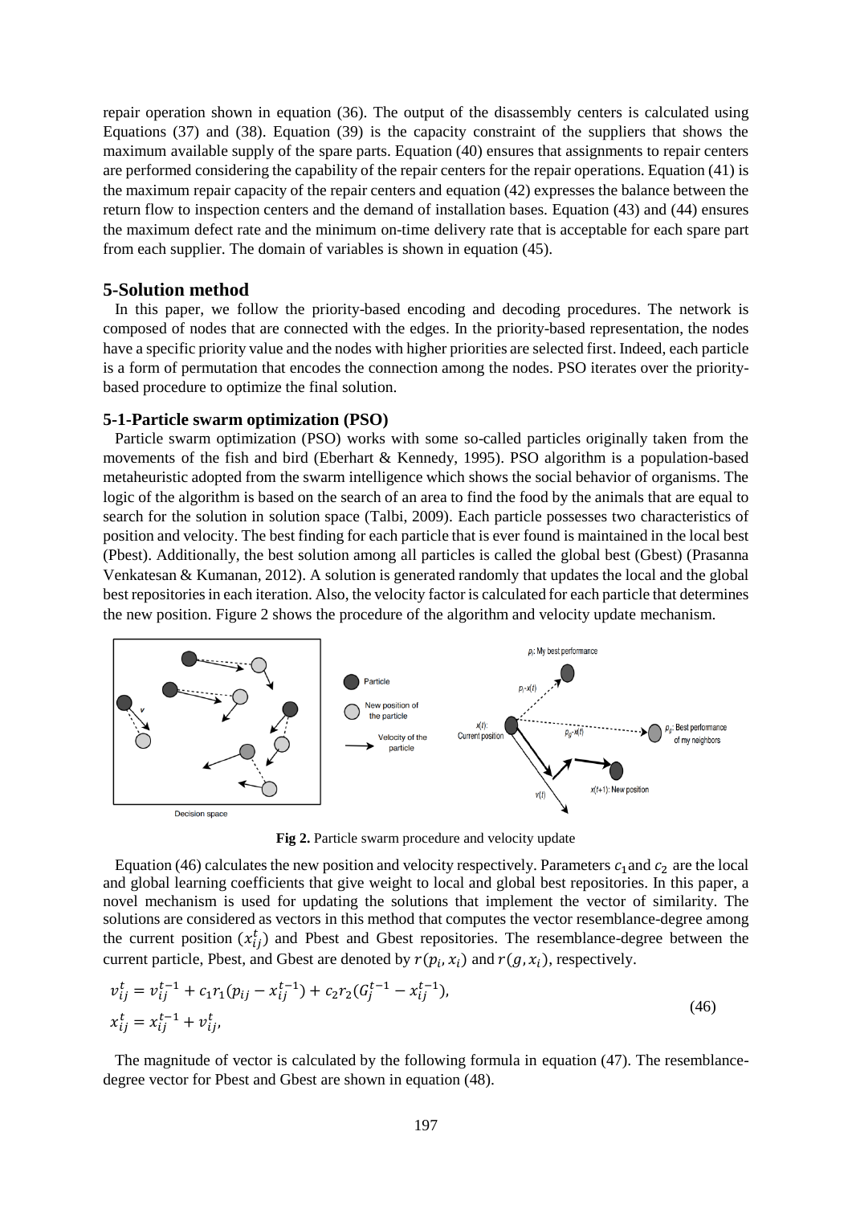repair operation shown in equation (36). The output of the disassembly centers is calculated using Equations (37) and (38). Equation (39) is the capacity constraint of the suppliers that shows the maximum available supply of the spare parts. Equation (40) ensures that assignments to repair centers are performed considering the capability of the repair centers for the repair operations. Equation (41) is the maximum repair capacity of the repair centers and equation (42) expresses the balance between the return flow to inspection centers and the demand of installation bases. Equation (43) and (44) ensures the maximum defect rate and the minimum on-time delivery rate that is acceptable for each spare part from each supplier. The domain of variables is shown in equation (45).

## 5-Solution method

In this paper, we follow the priority-based encoding and decoding procedures. The network is composed of nodes that are connected with the edges. In the priority-based representation, the nodes have a specific priority value and the nodes with higher priorities are selected first. Indeed, each particle is a form of permutation that encodes the connection among the nodes. PSO iterates over the priority-based procedure to optimize the final solution.

### 5-1-Particle swarm optimization (PSO)

Particle swarm optimization (PSO) works with some so-called particles originally taken from the movements of the fish and bird (Eberhart & Kennedy, 1995). PSO algorithm is a population-based metaheuristic adopted from the swarm intelligence which shows the social behavior of organisms. The logic of the algorithm is based on the search of an area to find the food by the animals that are equal to search for the solution in solution space (Talbi, 2009). Each particle possesses two characteristics of position and velocity. The best finding for each particle that is ever found is maintained in the local best (Pbest). Additionally, the best solution among all particles is called the global best (Gbest) (Prasanna Venkatesan & Kumanan, 2012). A solution is generated randomly that updates the local and the global best repositories in each iteration. Also, the velocity factor is calculated for each particle that determines the new position. Figure 2 shows the procedure of the algorithm and velocity update mechanism.

**Fig 2.** Particle swarm procedure and velocity update

Equation (46) calculates the new position and velocity respectively. Parameters $c_1$ and $c_2$ are the local and global learning coefficients that give weight to local and global best repositories. In this paper, a novel mechanism is used for updating the solutions that implement the vector of similarity. The solutions are considered as vectors in this method that computes the vector resemblance-degree among the current position ($x_{ij}^t$) and Pbest and Gbest repositories. The resemblance-degree between the current particle, Pbest, and Gbest are denoted by $r(p_i, x_i)$ and $r(g, x_i)$, respectively.

$$
\begin{aligned}
v_{ij}^t &= v_{ij}^{t-1} + c_1 r_1 (p_{ij} - x_{ij}^{t-1}) + c_2 r_2 (G_j^{t-1} - x_{ij}^{t-1}), \\
x_{ij}^t &= x_{ij}^{t-1} + v_{ij}^t,
\end{aligned}
\tag{46}
$$

The magnitude of vector is calculated by the following formula in equation (47). The resemblance-degree vector for Pbest and Gbest are shown in equation (48).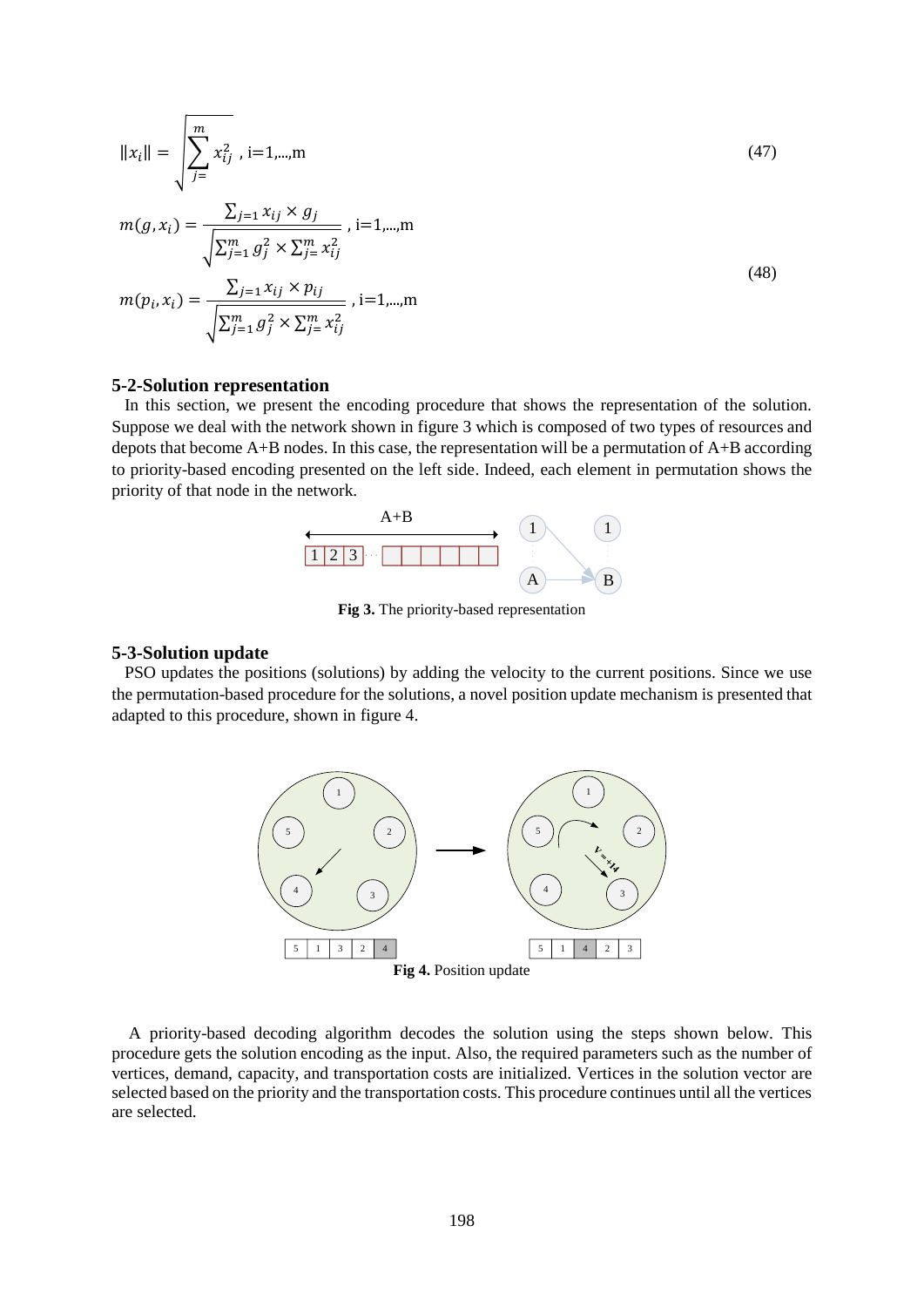$$\|x_i\| = \sqrt{\sum_{j=}^{m} x_{ij}^2}\text{ , i=1,...,m} \tag{47}$$

$$m(g, x_i) = \frac{\sum_{j=1} x_{ij} \times g_j}{\sqrt{\sum_{j=1}^{m} g_j^2 \times \sum_{j=}^{m} x_{ij}^2}}\text{ , i=1,...,m}$$

$$m(p_i, x_i) = \frac{\sum_{j=1} x_{ij} \times p_{ij}}{\sqrt{\sum_{j=1}^{m} g_j^2 \times \sum_{j=}^{m} x_{ij}^2}}\text{ , i=1,...,m} \tag{48}$$

### 5-2-Solution representation

In this section, we present the encoding procedure that shows the representation of the solution. Suppose we deal with the network shown in figure 3 which is composed of two types of resources and depots that become A+B nodes. In this case, the representation will be a permutation of A+B according to priority-based encoding presented on the left side. Indeed, each element in permutation shows the priority of that node in the network.

**Fig 3.** The priority-based representation

### 5-3-Solution update

PSO updates the positions (solutions) by adding the velocity to the current positions. Since we use the permutation-based procedure for the solutions, a novel position update mechanism is presented that adapted to this procedure, shown in figure 4.

**Fig 4.** Position update

A priority-based decoding algorithm decodes the solution using the steps shown below. This procedure gets the solution encoding as the input. Also, the required parameters such as the number of vertices, demand, capacity, and transportation costs are initialized. Vertices in the solution vector are selected based on the priority and the transportation costs. This procedure continues until all the vertices are selected.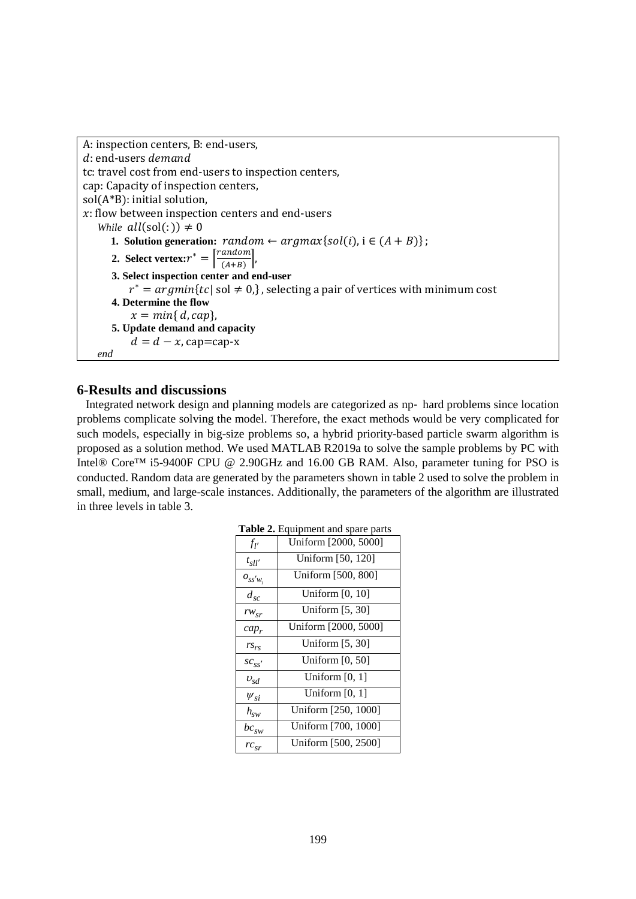```
A: inspection centers, B: end-users,
d: end-users demand
tc: travel cost from end-users to inspection centers,
cap: Capacity of inspection centers,
sol(A*B): initial solution,
x: flow between inspection centers and end-users
While all(sol(:)) ≠ 0
    1. Solution generation: random ← argmax{sol(i), i ∈ (A + B)};
    2. Select vertex: r* = ⌈random / (A+B)⌉,
    3. Select inspection center and end-user
        r* = argmin{tc| sol ≠ 0,}, selecting a pair of vertices with minimum cost
    4. Determine the flow
        x = min{d, cap},
    5. Update demand and capacity
        d = d − x, cap=cap-x
end
```

## 6-Results and discussions

Integrated network design and planning models are categorized as np- hard problems since location problems complicate solving the model. Therefore, the exact methods would be very complicated for such models, especially in big-size problems so, a hybrid priority-based particle swarm algorithm is proposed as a solution method. We used MATLAB R2019a to solve the sample problems by PC with Intel® Core™ i5-9400F CPU @ 2.90GHz and 16.00 GB RAM. Also, parameter tuning for PSO is conducted. Random data are generated by the parameters shown in table 2 used to solve the problem in small, medium, and large-scale instances. Additionally, the parameters of the algorithm are illustrated in three levels in table 3.

**Table 2.** Equipment and spare parts

| | |
|---|---|
| $f_{l'}$ | Uniform [2000, 5000] |
| $t_{sll'}$ | Uniform [50, 120] |
| $o_{ss'w_1}$ | Uniform [500, 800] |
| $d_{sc}$ | Uniform [0, 10] |
| $rw_{sr}$ | Uniform [5, 30] |
| $cap_r$ | Uniform [2000, 5000] |
| $rs_{rs}$ | Uniform [5, 30] |
| $sc_{ss'}$ | Uniform [0, 50] |
| $\upsilon_{sd}$ | Uniform [0, 1] |
| $\psi_{si}$ | Uniform [0, 1] |
| $h_{sw}$ | Uniform [250, 1000] |
| $bc_{sw}$ | Uniform [700, 1000] |
| $rc_{sr}$ | Uniform [500, 2500] |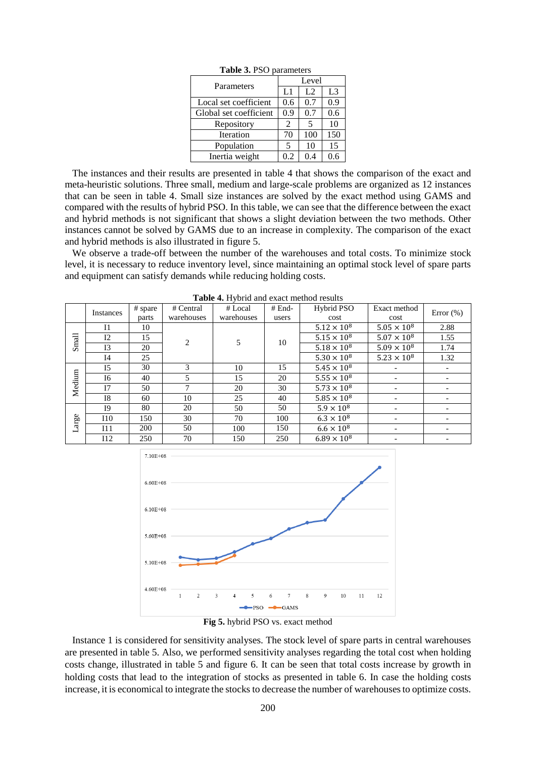**Table 3.** PSO parameters

| Parameters | Level | | |
|---|---|---|---|
| | L1 | L2 | L3 |
| Local set coefficient | 0.6 | 0.7 | 0.9 |
| Global set coefficient | 0.9 | 0.7 | 0.6 |
| Repository | 2 | 5 | 10 |
| Iteration | 70 | 100 | 150 |
| Population | 5 | 10 | 15 |
| Inertia weight | 0.2 | 0.4 | 0.6 |

The instances and their results are presented in table 4 that shows the comparison of the exact and meta-heuristic solutions. Three small, medium and large-scale problems are organized as 12 instances that can be seen in table 4. Small size instances are solved by the exact method using GAMS and compared with the results of hybrid PSO. In this table, we can see that the difference between the exact and hybrid methods is not significant that shows a slight deviation between the two methods. Other instances cannot be solved by GAMS due to an increase in complexity. The comparison of the exact and hybrid methods is also illustrated in figure 5.

We observe a trade-off between the number of the warehouses and total costs. To minimize stock level, it is necessary to reduce inventory level, since maintaining an optimal stock level of spare parts and equipment can satisfy demands while reducing holding costs.

**Table 4.** Hybrid and exact method results

| | Instances | # spare parts | # Central warehouses | # Local warehouses | # End-users | Hybrid PSO cost | Exact method cost | Error (%) |
|---|---|---|---|---|---|---|---|---|
| Small | I1 | 10 | 2 | 5 | 10 | $5.12 \times 10^8$ | $5.05 \times 10^8$ | 2.88 |
| | I2 | 15 | | | | $5.15 \times 10^8$ | $5.07 \times 10^8$ | 1.55 |
| | I3 | 20 | | | | $5.18 \times 10^8$ | $5.09 \times 10^8$ | 1.74 |
| | I4 | 25 | | | | $5.30 \times 10^8$ | $5.23 \times 10^8$ | 1.32 |
| Medium | I5 | 30 | 3 | 10 | 15 | $5.45 \times 10^8$ | - | - |
| | I6 | 40 | 5 | 15 | 20 | $5.55 \times 10^8$ | - | - |
| | I7 | 50 | 7 | 20 | 30 | $5.73 \times 10^8$ | - | - |
| | I8 | 60 | 10 | 25 | 40 | $5.85 \times 10^8$ | - | - |
| Large | I9 | 80 | 20 | 50 | 50 | $5.9 \times 10^8$ | - | - |
| | I10 | 150 | 30 | 70 | 100 | $6.3 \times 10^8$ | - | - |
| | I11 | 200 | 50 | 100 | 150 | $6.6 \times 10^8$ | - | - |
| | I12 | 250 | 70 | 150 | 250 | $6.89 \times 10^8$ | - | - |

**Fig 5.** hybrid PSO vs. exact method

Instance 1 is considered for sensitivity analyses. The stock level of spare parts in central warehouses are presented in table 5. Also, we performed sensitivity analyses regarding the total cost when holding costs change, illustrated in table 5 and figure 6. It can be seen that total costs increase by growth in holding costs that lead to the integration of stocks as presented in table 6. In case the holding costs increase, it is economical to integrate the stocks to decrease the number of warehouses to optimize costs.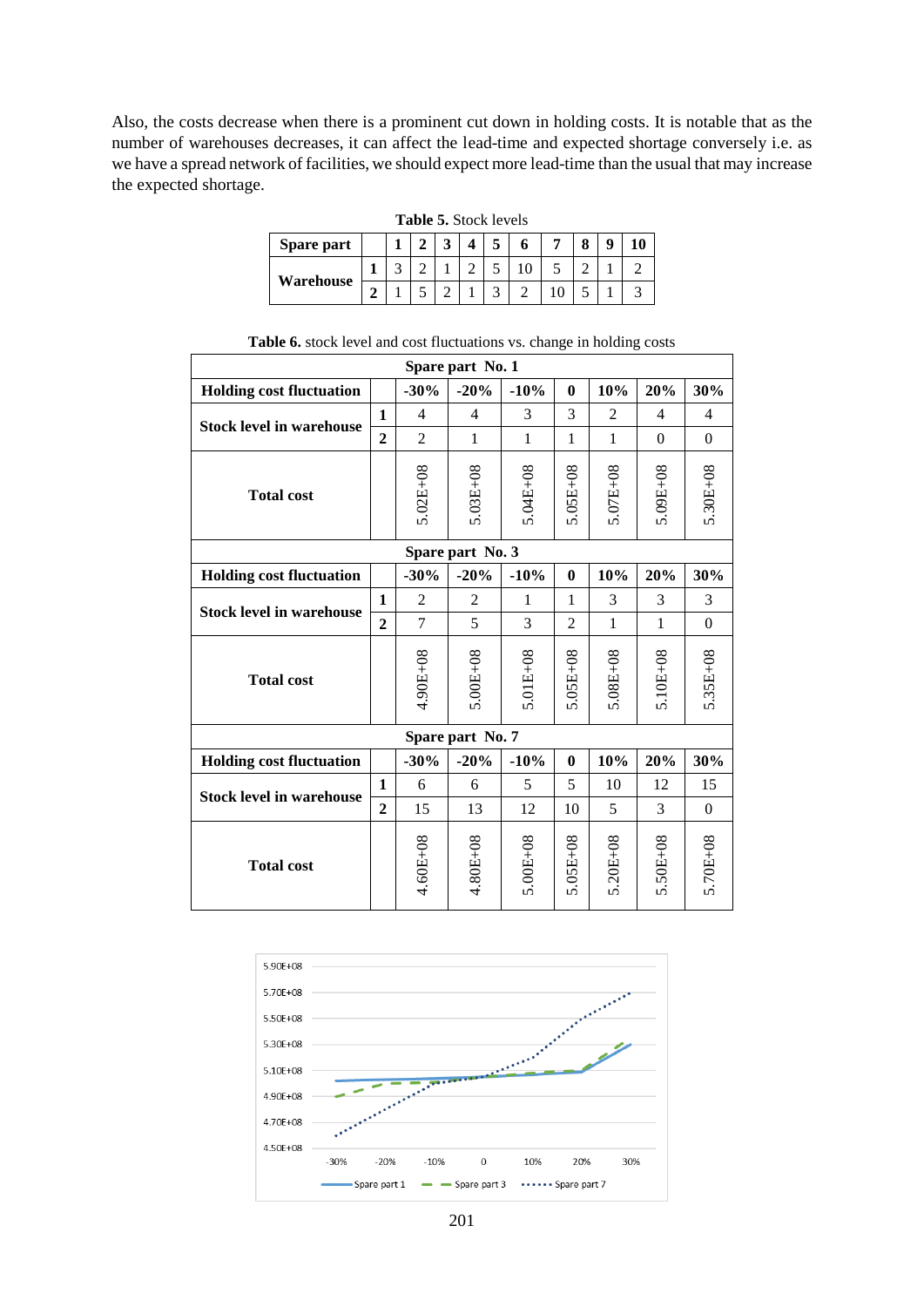Also, the costs decrease when there is a prominent cut down in holding costs. It is notable that as the number of warehouses decreases, it can affect the lead-time and expected shortage conversely i.e. as we have a spread network of facilities, we should expect more lead-time than the usual that may increase the expected shortage.

**Table 5.** Stock levels

| Spare part | | 1 | 2 | 3 | 4 | 5 | 6 | 7 | 8 | 9 | 10 |
|---|---|---|---|---|---|---|---|---|---|---|---|
| Warehouse | 1 | 3 | 2 | 1 | 2 | 5 | 10 | 5 | 2 | 1 | 2 |
| | 2 | 1 | 5 | 2 | 1 | 3 | 2 | 10 | 5 | 1 | 3 |

**Table 6.** stock level and cost fluctuations vs. change in holding costs

| Spare part No. 1 | | | | | | | | |
|---|---|---|---|---|---|---|---|---|
| **Holding cost fluctuation** | | **-30%** | **-20%** | **-10%** | **0** | **10%** | **20%** | **30%** |
| **Stock level in warehouse** | **1** | 4 | 4 | 3 | 3 | 2 | 4 | 4 |
| | **2** | 2 | 1 | 1 | 1 | 1 | 0 | 0 |
| **Total cost** | | 5.02E+08 | 5.03E+08 | 5.04E+08 | 5.05E+08 | 5.07E+08 | 5.09E+08 | 5.30E+08 |
| **Spare part No. 3** | | | | | | | | |
| **Holding cost fluctuation** | | **-30%** | **-20%** | **-10%** | **0** | **10%** | **20%** | **30%** |
| **Stock level in warehouse** | **1** | 2 | 2 | 1 | 1 | 3 | 3 | 3 |
| | **2** | 7 | 5 | 3 | 2 | 1 | 1 | 0 |
| **Total cost** | | 4.90E+08 | 5.00E+08 | 5.01E+08 | 5.05E+08 | 5.08E+08 | 5.10E+08 | 5.35E+08 |
| **Spare part No. 7** | | | | | | | | |
| **Holding cost fluctuation** | | **-30%** | **-20%** | **-10%** | **0** | **10%** | **20%** | **30%** |
| **Stock level in warehouse** | **1** | 6 | 6 | 5 | 5 | 10 | 12 | 15 |
| | **2** | 15 | 13 | 12 | 10 | 5 | 3 | 0 |
| **Total cost** | | 4.60E+08 | 4.80E+08 | 5.00E+08 | 5.05E+08 | 5.20E+08 | 5.50E+08 | 5.70E+08 |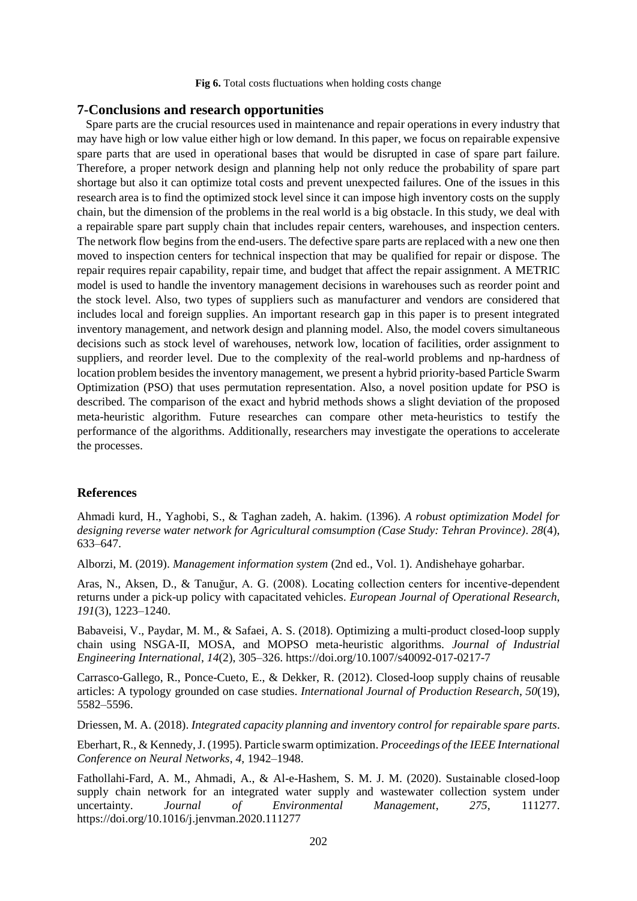**Fig 6.** Total costs fluctuations when holding costs change

## 7-Conclusions and research opportunities

Spare parts are the crucial resources used in maintenance and repair operations in every industry that may have high or low value either high or low demand. In this paper, we focus on repairable expensive spare parts that are used in operational bases that would be disrupted in case of spare part failure. Therefore, a proper network design and planning help not only reduce the probability of spare part shortage but also it can optimize total costs and prevent unexpected failures. One of the issues in this research area is to find the optimized stock level since it can impose high inventory costs on the supply chain, but the dimension of the problems in the real world is a big obstacle. In this study, we deal with a repairable spare part supply chain that includes repair centers, warehouses, and inspection centers. The network flow begins from the end-users. The defective spare parts are replaced with a new one then moved to inspection centers for technical inspection that may be qualified for repair or dispose. The repair requires repair capability, repair time, and budget that affect the repair assignment. A METRIC model is used to handle the inventory management decisions in warehouses such as reorder point and the stock level. Also, two types of suppliers such as manufacturer and vendors are considered that includes local and foreign supplies. An important research gap in this paper is to present integrated inventory management, and network design and planning model. Also, the model covers simultaneous decisions such as stock level of warehouses, network low, location of facilities, order assignment to suppliers, and reorder level. Due to the complexity of the real-world problems and np-hardness of location problem besides the inventory management, we present a hybrid priority-based Particle Swarm Optimization (PSO) that uses permutation representation. Also, a novel position update for PSO is described. The comparison of the exact and hybrid methods shows a slight deviation of the proposed meta-heuristic algorithm. Future researches can compare other meta-heuristics to testify the performance of the algorithms. Additionally, researchers may investigate the operations to accelerate the processes.

## References

Ahmadi kurd, H., Yaghobi, S., & Taghan zadeh, A. hakim. (1396). *A robust optimization Model for designing reverse water network for Agricultural comsumption (Case Study: Tehran Province)*. *28*(4), 633–647.

Alborzi, M. (2019). *Management information system* (2nd ed., Vol. 1). Andishehaye goharbar.

Aras, N., Aksen, D., & Tanuğur, A. G. (2008). Locating collection centers for incentive-dependent returns under a pick-up policy with capacitated vehicles. *European Journal of Operational Research*, *191*(3), 1223–1240.

Babaveisi, V., Paydar, M. M., & Safaei, A. S. (2018). Optimizing a multi-product closed-loop supply chain using NSGA-II, MOSA, and MOPSO meta-heuristic algorithms. *Journal of Industrial Engineering International*, *14*(2), 305–326. https://doi.org/10.1007/s40092-017-0217-7

Carrasco-Gallego, R., Ponce-Cueto, E., & Dekker, R. (2012). Closed-loop supply chains of reusable articles: A typology grounded on case studies. *International Journal of Production Research*, *50*(19), 5582–5596.

Driessen, M. A. (2018). *Integrated capacity planning and inventory control for repairable spare parts*.

Eberhart, R., & Kennedy, J. (1995). Particle swarm optimization. *Proceedings of the IEEE International Conference on Neural Networks*, *4*, 1942–1948.

Fathollahi-Fard, A. M., Ahmadi, A., & Al-e-Hashem, S. M. J. M. (2020). Sustainable closed-loop supply chain network for an integrated water supply and wastewater collection system under uncertainty. *Journal of Environmental Management*, *275*, 111277. https://doi.org/10.1016/j.jenvman.2020.111277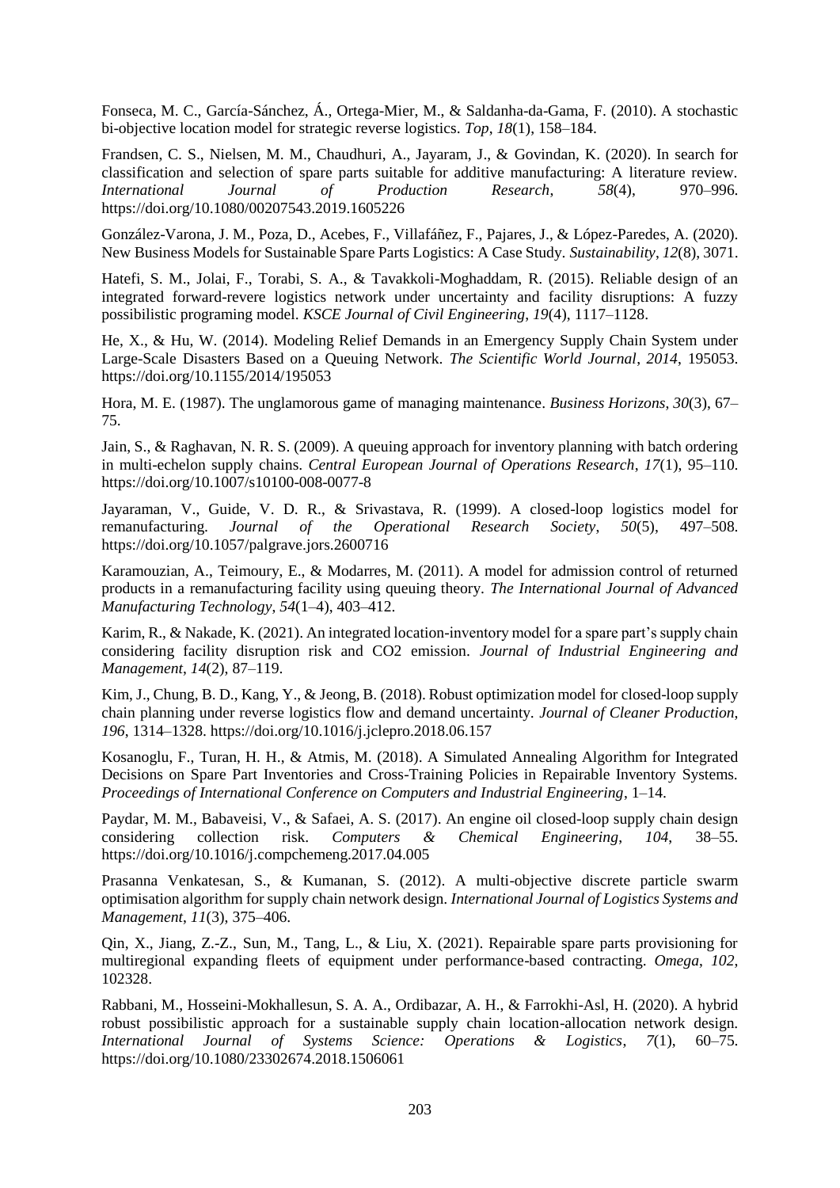Fonseca, M. C., García-Sánchez, Á., Ortega-Mier, M., & Saldanha-da-Gama, F. (2010). A stochastic bi-objective location model for strategic reverse logistics. *Top*, *18*(1), 158–184.

Frandsen, C. S., Nielsen, M. M., Chaudhuri, A., Jayaram, J., & Govindan, K. (2020). In search for classification and selection of spare parts suitable for additive manufacturing: A literature review. *International Journal of Production Research*, *58*(4), 970–996. https://doi.org/10.1080/00207543.2019.1605226

González-Varona, J. M., Poza, D., Acebes, F., Villafáñez, F., Pajares, J., & López-Paredes, A. (2020). New Business Models for Sustainable Spare Parts Logistics: A Case Study. *Sustainability*, *12*(8), 3071.

Hatefi, S. M., Jolai, F., Torabi, S. A., & Tavakkoli-Moghaddam, R. (2015). Reliable design of an integrated forward-revere logistics network under uncertainty and facility disruptions: A fuzzy possibilistic programing model. *KSCE Journal of Civil Engineering*, *19*(4), 1117–1128.

He, X., & Hu, W. (2014). Modeling Relief Demands in an Emergency Supply Chain System under Large-Scale Disasters Based on a Queuing Network. *The Scientific World Journal*, *2014*, 195053. https://doi.org/10.1155/2014/195053

Hora, M. E. (1987). The unglamorous game of managing maintenance. *Business Horizons*, *30*(3), 67–75.

Jain, S., & Raghavan, N. R. S. (2009). A queuing approach for inventory planning with batch ordering in multi-echelon supply chains. *Central European Journal of Operations Research*, *17*(1), 95–110. https://doi.org/10.1007/s10100-008-0077-8

Jayaraman, V., Guide, V. D. R., & Srivastava, R. (1999). A closed-loop logistics model for remanufacturing. *Journal of the Operational Research Society*, *50*(5), 497–508. https://doi.org/10.1057/palgrave.jors.2600716

Karamouzian, A., Teimoury, E., & Modarres, M. (2011). A model for admission control of returned products in a remanufacturing facility using queuing theory. *The International Journal of Advanced Manufacturing Technology*, *54*(1–4), 403–412.

Karim, R., & Nakade, K. (2021). An integrated location-inventory model for a spare part's supply chain considering facility disruption risk and CO2 emission. *Journal of Industrial Engineering and Management*, *14*(2), 87–119.

Kim, J., Chung, B. D., Kang, Y., & Jeong, B. (2018). Robust optimization model for closed-loop supply chain planning under reverse logistics flow and demand uncertainty. *Journal of Cleaner Production*, *196*, 1314–1328. https://doi.org/10.1016/j.jclepro.2018.06.157

Kosanoglu, F., Turan, H. H., & Atmis, M. (2018). A Simulated Annealing Algorithm for Integrated Decisions on Spare Part Inventories and Cross-Training Policies in Repairable Inventory Systems. *Proceedings of International Conference on Computers and Industrial Engineering*, 1–14.

Paydar, M. M., Babaveisi, V., & Safaei, A. S. (2017). An engine oil closed-loop supply chain design considering collection risk. *Computers & Chemical Engineering*, *104*, 38–55. https://doi.org/10.1016/j.compchemeng.2017.04.005

Prasanna Venkatesan, S., & Kumanan, S. (2012). A multi-objective discrete particle swarm optimisation algorithm for supply chain network design. *International Journal of Logistics Systems and Management*, *11*(3), 375–406.

Qin, X., Jiang, Z.-Z., Sun, M., Tang, L., & Liu, X. (2021). Repairable spare parts provisioning for multiregional expanding fleets of equipment under performance-based contracting. *Omega*, *102*, 102328.

Rabbani, M., Hosseini-Mokhallesun, S. A. A., Ordibazar, A. H., & Farrokhi-Asl, H. (2020). A hybrid robust possibilistic approach for a sustainable supply chain location-allocation network design. *International Journal of Systems Science: Operations & Logistics*, *7*(1), 60–75. https://doi.org/10.1080/23302674.2018.1506061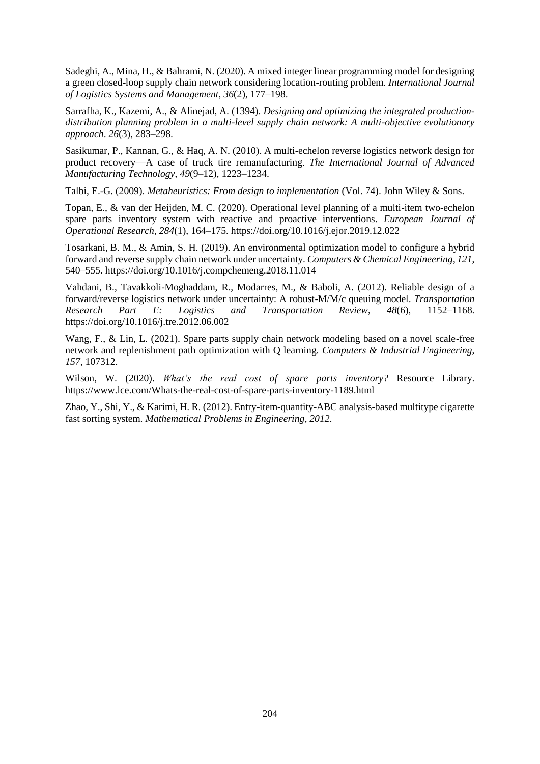Sadeghi, A., Mina, H., & Bahrami, N. (2020). A mixed integer linear programming model for designing a green closed-loop supply chain network considering location-routing problem. *International Journal of Logistics Systems and Management*, *36*(2), 177–198.

Sarrafha, K., Kazemi, A., & Alinejad, A. (1394). *Designing and optimizing the integrated production-distribution planning problem in a multi-level supply chain network: A multi-objective evolutionary approach*. *26*(3), 283–298.

Sasikumar, P., Kannan, G., & Haq, A. N. (2010). A multi-echelon reverse logistics network design for product recovery—A case of truck tire remanufacturing. *The International Journal of Advanced Manufacturing Technology*, *49*(9–12), 1223–1234.

Talbi, E.-G. (2009). *Metaheuristics: From design to implementation* (Vol. 74). John Wiley & Sons.

Topan, E., & van der Heijden, M. C. (2020). Operational level planning of a multi-item two-echelon spare parts inventory system with reactive and proactive interventions. *European Journal of Operational Research*, *284*(1), 164–175. https://doi.org/10.1016/j.ejor.2019.12.022

Tosarkani, B. M., & Amin, S. H. (2019). An environmental optimization model to configure a hybrid forward and reverse supply chain network under uncertainty. *Computers & Chemical Engineering*, *121*, 540–555. https://doi.org/10.1016/j.compchemeng.2018.11.014

Vahdani, B., Tavakkoli-Moghaddam, R., Modarres, M., & Baboli, A. (2012). Reliable design of a forward/reverse logistics network under uncertainty: A robust-M/M/c queuing model. *Transportation Research Part E: Logistics and Transportation Review*, *48*(6), 1152–1168. https://doi.org/10.1016/j.tre.2012.06.002

Wang, F., & Lin, L. (2021). Spare parts supply chain network modeling based on a novel scale-free network and replenishment path optimization with Q learning. *Computers & Industrial Engineering*, *157*, 107312.

Wilson, W. (2020). *What's the real cost of spare parts inventory?* Resource Library. https://www.lce.com/Whats-the-real-cost-of-spare-parts-inventory-1189.html

Zhao, Y., Shi, Y., & Karimi, H. R. (2012). Entry-item-quantity-ABC analysis-based multitype cigarette fast sorting system. *Mathematical Problems in Engineering*, *2012*.